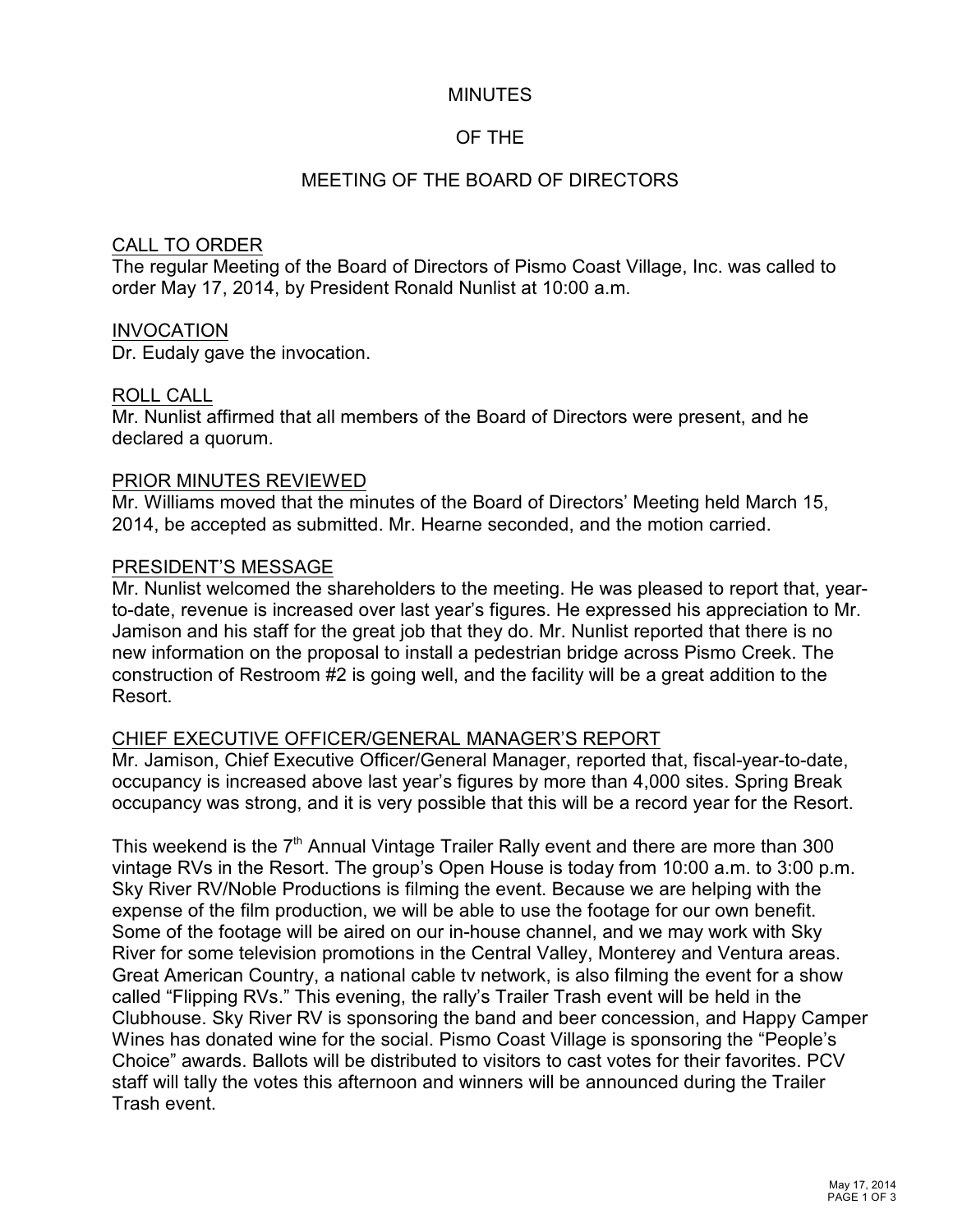# MINUTES

# OF THE

# MEETING OF THE BOARD OF DIRECTORS

## CALL TO ORDER

The regular Meeting of the Board of Directors of Pismo Coast Village, Inc. was called to order May 17, 2014, by President Ronald Nunlist at 10:00 a.m.

## INVOCATION

Dr. Eudaly gave the invocation.

## ROLL CALL

Mr. Nunlist affirmed that all members of the Board of Directors were present, and he declared a quorum.

## PRIOR MINUTES REVIEWED

Mr. Williams moved that the minutes of the Board of Directors' Meeting held March 15, 2014, be accepted as submitted. Mr. Hearne seconded, and the motion carried.

## PRESIDENT'S MESSAGE

Mr. Nunlist welcomed the shareholders to the meeting. He was pleased to report that, year-to-date, revenue is increased over last year's figures. He expressed his appreciation to Mr. Jamison and his staff for the great job that they do. Mr. Nunlist reported that there is no new information on the proposal to install a pedestrian bridge across Pismo Creek. The construction of Restroom #2 is going well, and the facility will be a great addition to the Resort.

## CHIEF EXECUTIVE OFFICER/GENERAL MANAGER'S REPORT

Mr. Jamison, Chief Executive Officer/General Manager, reported that, fiscal-year-to-date, occupancy is increased above last year's figures by more than 4,000 sites. Spring Break occupancy was strong, and it is very possible that this will be a record year for the Resort.

This weekend is the 7th Annual Vintage Trailer Rally event and there are more than 300 vintage RVs in the Resort. The group's Open House is today from 10:00 a.m. to 3:00 p.m. Sky River RV/Noble Productions is filming the event. Because we are helping with the expense of the film production, we will be able to use the footage for our own benefit. Some of the footage will be aired on our in-house channel, and we may work with Sky River for some television promotions in the Central Valley, Monterey and Ventura areas. Great American Country, a national cable tv network, is also filming the event for a show called "Flipping RVs." This evening, the rally's Trailer Trash event will be held in the Clubhouse. Sky River RV is sponsoring the band and beer concession, and Happy Camper Wines has donated wine for the social. Pismo Coast Village is sponsoring the "People's Choice" awards. Ballots will be distributed to visitors to cast votes for their favorites. PCV staff will tally the votes this afternoon and winners will be announced during the Trailer Trash event.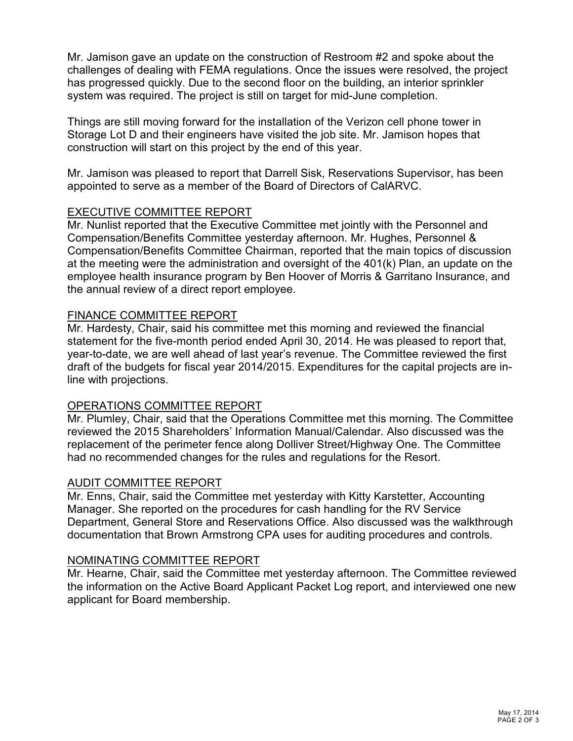Mr. Jamison gave an update on the construction of Restroom #2 and spoke about the challenges of dealing with FEMA regulations. Once the issues were resolved, the project has progressed quickly. Due to the second floor on the building, an interior sprinkler system was required. The project is still on target for mid-June completion.

Things are still moving forward for the installation of the Verizon cell phone tower in Storage Lot D and their engineers have visited the job site. Mr. Jamison hopes that construction will start on this project by the end of this year.

Mr. Jamison was pleased to report that Darrell Sisk, Reservations Supervisor, has been appointed to serve as a member of the Board of Directors of CalARVC.

## EXECUTIVE COMMITTEE REPORT

Mr. Nunlist reported that the Executive Committee met jointly with the Personnel and Compensation/Benefits Committee yesterday afternoon. Mr. Hughes, Personnel & Compensation/Benefits Committee Chairman, reported that the main topics of discussion at the meeting were the administration and oversight of the 401(k) Plan, an update on the employee health insurance program by Ben Hoover of Morris & Garritano Insurance, and the annual review of a direct report employee.

## FINANCE COMMITTEE REPORT

Mr. Hardesty, Chair, said his committee met this morning and reviewed the financial statement for the five-month period ended April 30, 2014. He was pleased to report that, year-to-date, we are well ahead of last year's revenue. The Committee reviewed the first draft of the budgets for fiscal year 2014/2015. Expenditures for the capital projects are in-line with projections.

## OPERATIONS COMMITTEE REPORT

Mr. Plumley, Chair, said that the Operations Committee met this morning. The Committee reviewed the 2015 Shareholders' Information Manual/Calendar. Also discussed was the replacement of the perimeter fence along Dolliver Street/Highway One. The Committee had no recommended changes for the rules and regulations for the Resort.

## AUDIT COMMITTEE REPORT

Mr. Enns, Chair, said the Committee met yesterday with Kitty Karstetter, Accounting Manager. She reported on the procedures for cash handling for the RV Service Department, General Store and Reservations Office. Also discussed was the walkthrough documentation that Brown Armstrong CPA uses for auditing procedures and controls.

## NOMINATING COMMITTEE REPORT

Mr. Hearne, Chair, said the Committee met yesterday afternoon. The Committee reviewed the information on the Active Board Applicant Packet Log report, and interviewed one new applicant for Board membership.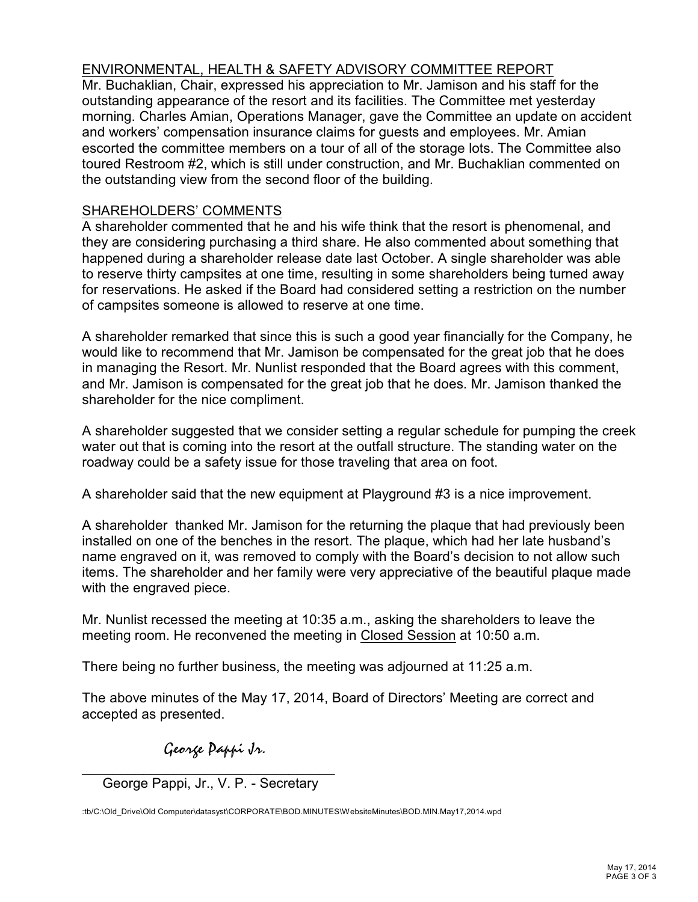## ENVIRONMENTAL, HEALTH & SAFETY ADVISORY COMMITTEE REPORT

Mr. Buchaklian, Chair, expressed his appreciation to Mr. Jamison and his staff for the outstanding appearance of the resort and its facilities. The Committee met yesterday morning. Charles Amian, Operations Manager, gave the Committee an update on accident and workers' compensation insurance claims for guests and employees. Mr. Amian escorted the committee members on a tour of all of the storage lots. The Committee also toured Restroom #2, which is still under construction, and Mr. Buchaklian commented on the outstanding view from the second floor of the building.

## SHAREHOLDERS' COMMENTS

A shareholder commented that he and his wife think that the resort is phenomenal, and they are considering purchasing a third share. He also commented about something that happened during a shareholder release date last October. A single shareholder was able to reserve thirty campsites at one time, resulting in some shareholders being turned away for reservations. He asked if the Board had considered setting a restriction on the number of campsites someone is allowed to reserve at one time.

A shareholder remarked that since this is such a good year financially for the Company, he would like to recommend that Mr. Jamison be compensated for the great job that he does in managing the Resort. Mr. Nunlist responded that the Board agrees with this comment, and Mr. Jamison is compensated for the great job that he does. Mr. Jamison thanked the shareholder for the nice compliment.

A shareholder suggested that we consider setting a regular schedule for pumping the creek water out that is coming into the resort at the outfall structure. The standing water on the roadway could be a safety issue for those traveling that area on foot.

A shareholder said that the new equipment at Playground #3 is a nice improvement.

A shareholder thanked Mr. Jamison for the returning the plaque that had previously been installed on one of the benches in the resort. The plaque, which had her late husband's name engraved on it, was removed to comply with the Board's decision to not allow such items. The shareholder and her family were very appreciative of the beautiful plaque made with the engraved piece.

Mr. Nunlist recessed the meeting at 10:35 a.m., asking the shareholders to leave the meeting room. He reconvened the meeting in Closed Session at 10:50 a.m.

There being no further business, the meeting was adjourned at 11:25 a.m.

The above minutes of the May 17, 2014, Board of Directors' Meeting are correct and accepted as presented.

*George Pappi Jr.*

George Pappi, Jr., V. P. - Secretary

:tb/C:\Old_Drive\Old Computer\datasyst\CORPORATE\BOD.MINUTES\WebsiteMinutes\BOD.MIN.May17,2014.wpd